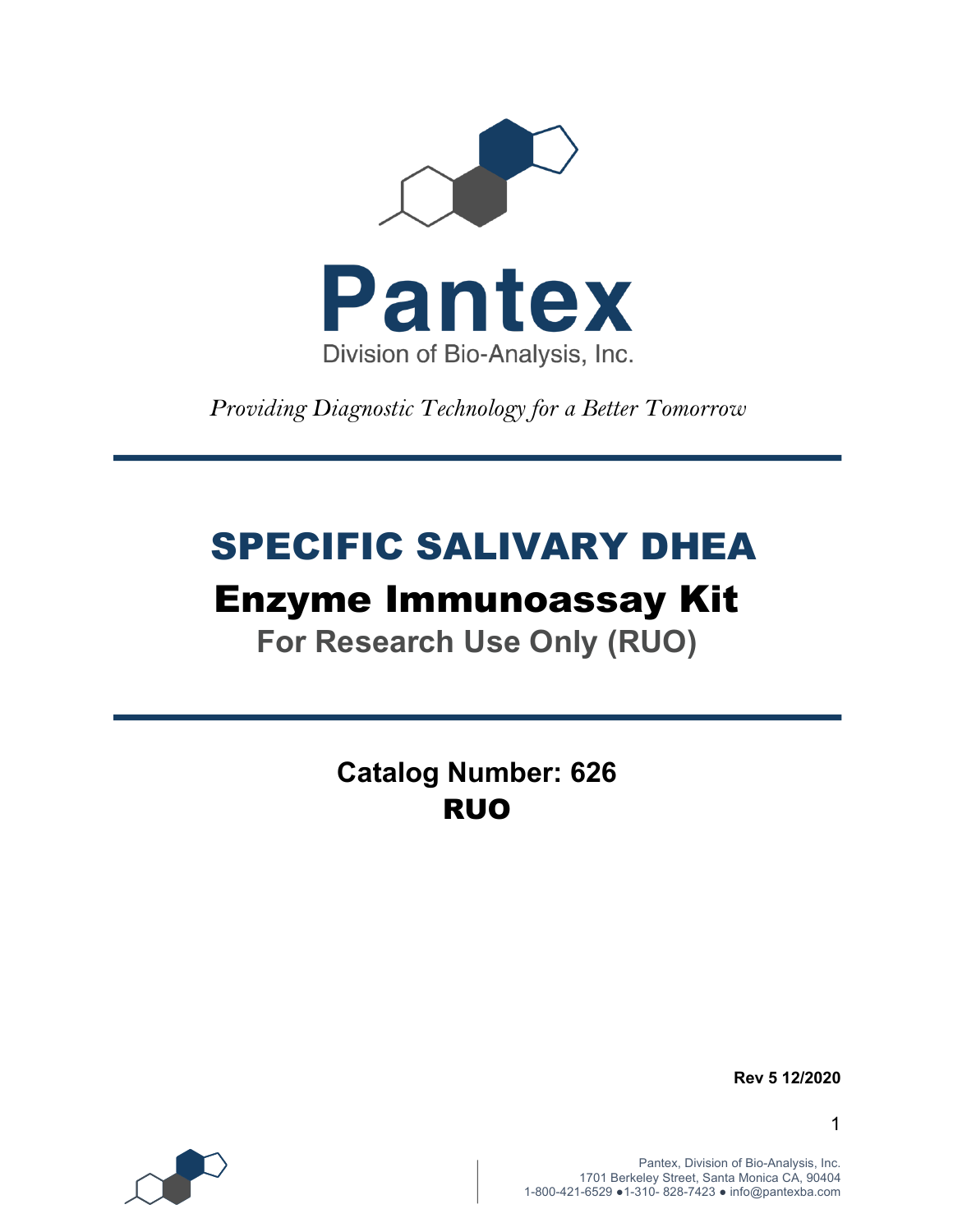# Pantex

Division of Bio-Analysis, Inc.

*Providing Diagnostic Technology for a Better Tomorrow*

---

# SPECIFIC SALIVARY DHEA

## Enzyme Immunoassay Kit

### For Research Use Only (RUO)

---

**Catalog Number: 626**

**RUO**

**Rev 5 12/2020**

Pantex, Division of Bio-Analysis, Inc.
1701 Berkeley Street, Santa Monica CA, 90404
1-800-421-6529 ●1-310- 828-7423 ● info@pantexba.com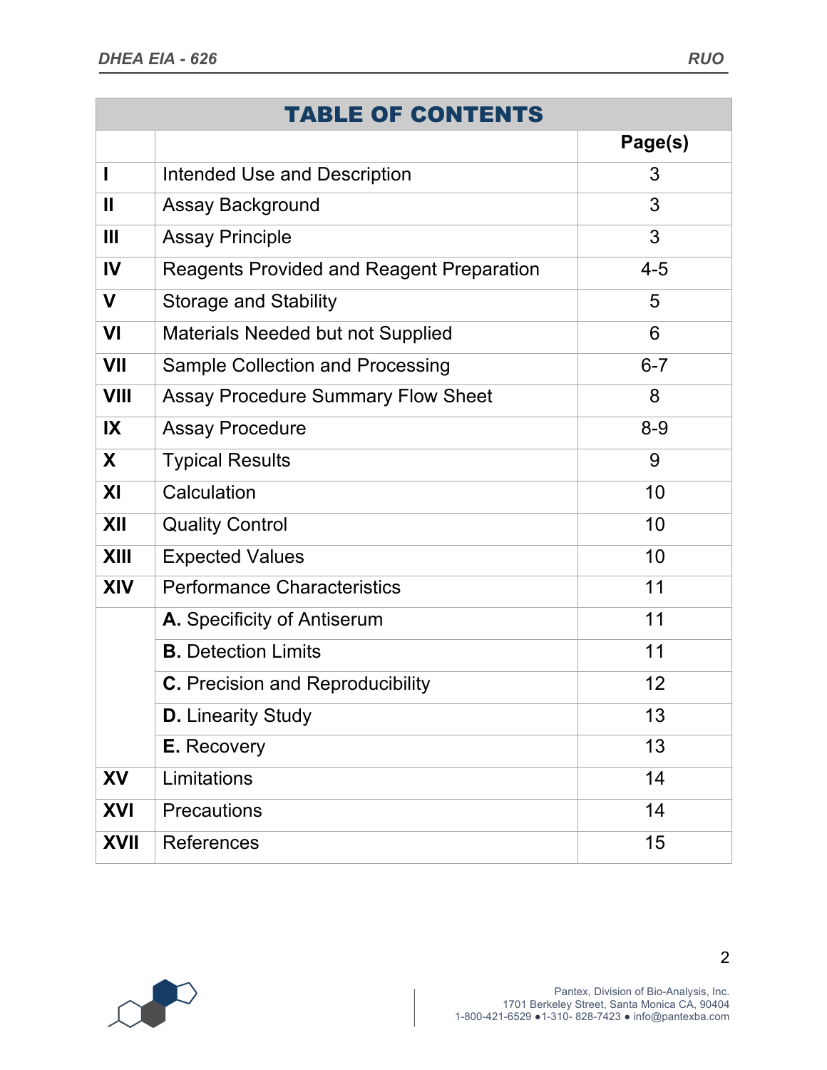| TABLE OF CONTENTS | | |
|---|---|---|
| | | **Page(s)** |
| **I** | Intended Use and Description | 3 |
| **II** | Assay Background | 3 |
| **III** | Assay Principle | 3 |
| **IV** | Reagents Provided and Reagent Preparation | 4-5 |
| **V** | Storage and Stability | 5 |
| **VI** | Materials Needed but not Supplied | 6 |
| **VII** | Sample Collection and Processing | 6-7 |
| **VIII** | Assay Procedure Summary Flow Sheet | 8 |
| **IX** | Assay Procedure | 8-9 |
| **X** | Typical Results | 9 |
| **XI** | Calculation | 10 |
| **XII** | Quality Control | 10 |
| **XIII** | Expected Values | 10 |
| **XIV** | Performance Characteristics | 11 |
| | **A.** Specificity of Antiserum | 11 |
| | **B.** Detection Limits | 11 |
| | **C.** Precision and Reproducibility | 12 |
| | **D.** Linearity Study | 13 |
| | **E.** Recovery | 13 |
| **XV** | Limitations | 14 |
| **XVI** | Precautions | 14 |
| **XVII** | References | 15 |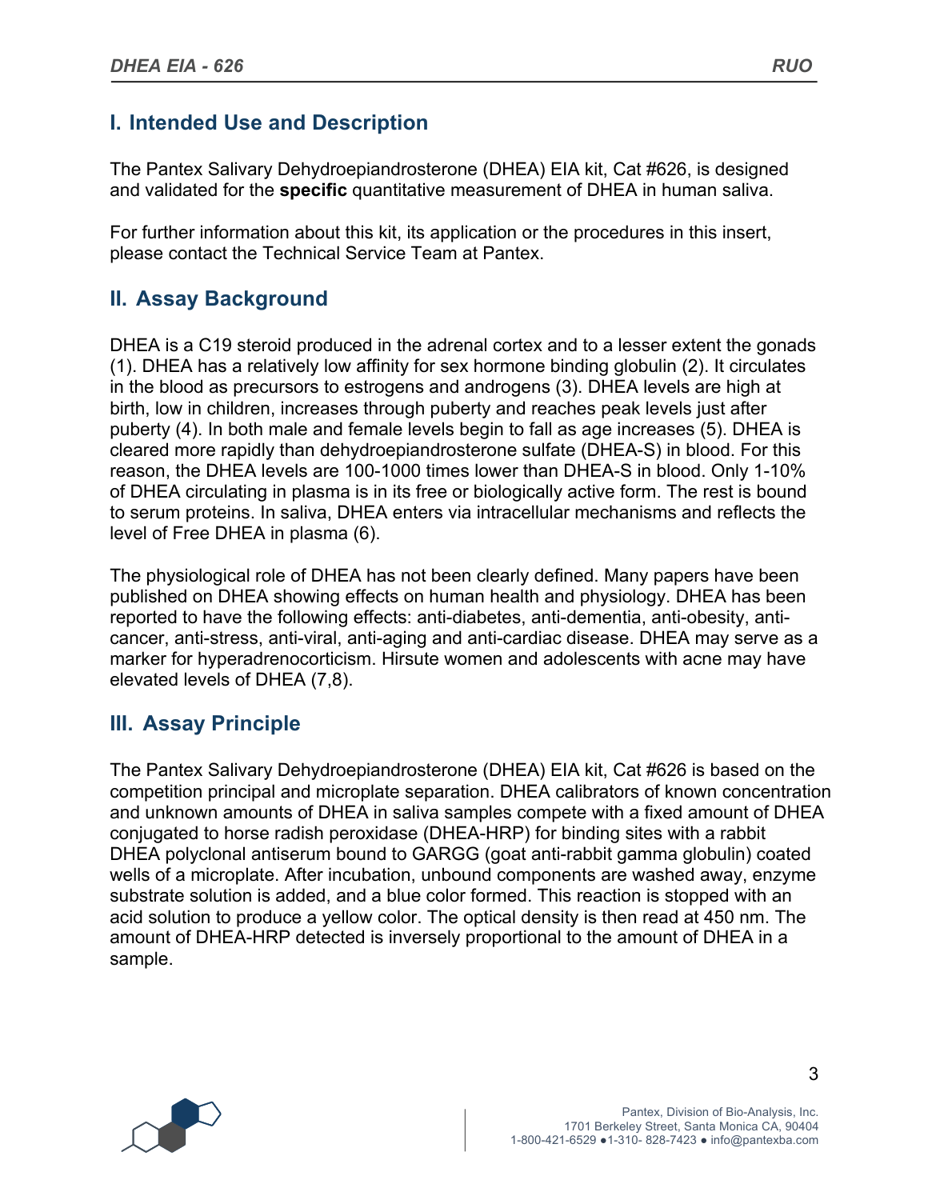## I. Intended Use and Description

The Pantex Salivary Dehydroepiandrosterone (DHEA) EIA kit, Cat #626, is designed and validated for the **specific** quantitative measurement of DHEA in human saliva.

For further information about this kit, its application or the procedures in this insert, please contact the Technical Service Team at Pantex.

## II. Assay Background

DHEA is a C19 steroid produced in the adrenal cortex and to a lesser extent the gonads (1). DHEA has a relatively low affinity for sex hormone binding globulin (2). It circulates in the blood as precursors to estrogens and androgens (3). DHEA levels are high at birth, low in children, increases through puberty and reaches peak levels just after puberty (4). In both male and female levels begin to fall as age increases (5). DHEA is cleared more rapidly than dehydroepiandrosterone sulfate (DHEA-S) in blood. For this reason, the DHEA levels are 100-1000 times lower than DHEA-S in blood. Only 1-10% of DHEA circulating in plasma is in its free or biologically active form. The rest is bound to serum proteins. In saliva, DHEA enters via intracellular mechanisms and reflects the level of Free DHEA in plasma (6).

The physiological role of DHEA has not been clearly defined. Many papers have been published on DHEA showing effects on human health and physiology. DHEA has been reported to have the following effects: anti-diabetes, anti-dementia, anti-obesity, anti-cancer, anti-stress, anti-viral, anti-aging and anti-cardiac disease. DHEA may serve as a marker for hyperadrenocorticism. Hirsute women and adolescents with acne may have elevated levels of DHEA (7,8).

## III. Assay Principle

The Pantex Salivary Dehydroepiandrosterone (DHEA) EIA kit, Cat #626 is based on the competition principal and microplate separation. DHEA calibrators of known concentration and unknown amounts of DHEA in saliva samples compete with a fixed amount of DHEA conjugated to horse radish peroxidase (DHEA-HRP) for binding sites with a rabbit DHEA polyclonal antiserum bound to GARGG (goat anti-rabbit gamma globulin) coated wells of a microplate. After incubation, unbound components are washed away, enzyme substrate solution is added, and a blue color formed. This reaction is stopped with an acid solution to produce a yellow color. The optical density is then read at 450 nm. The amount of DHEA-HRP detected is inversely proportional to the amount of DHEA in a sample.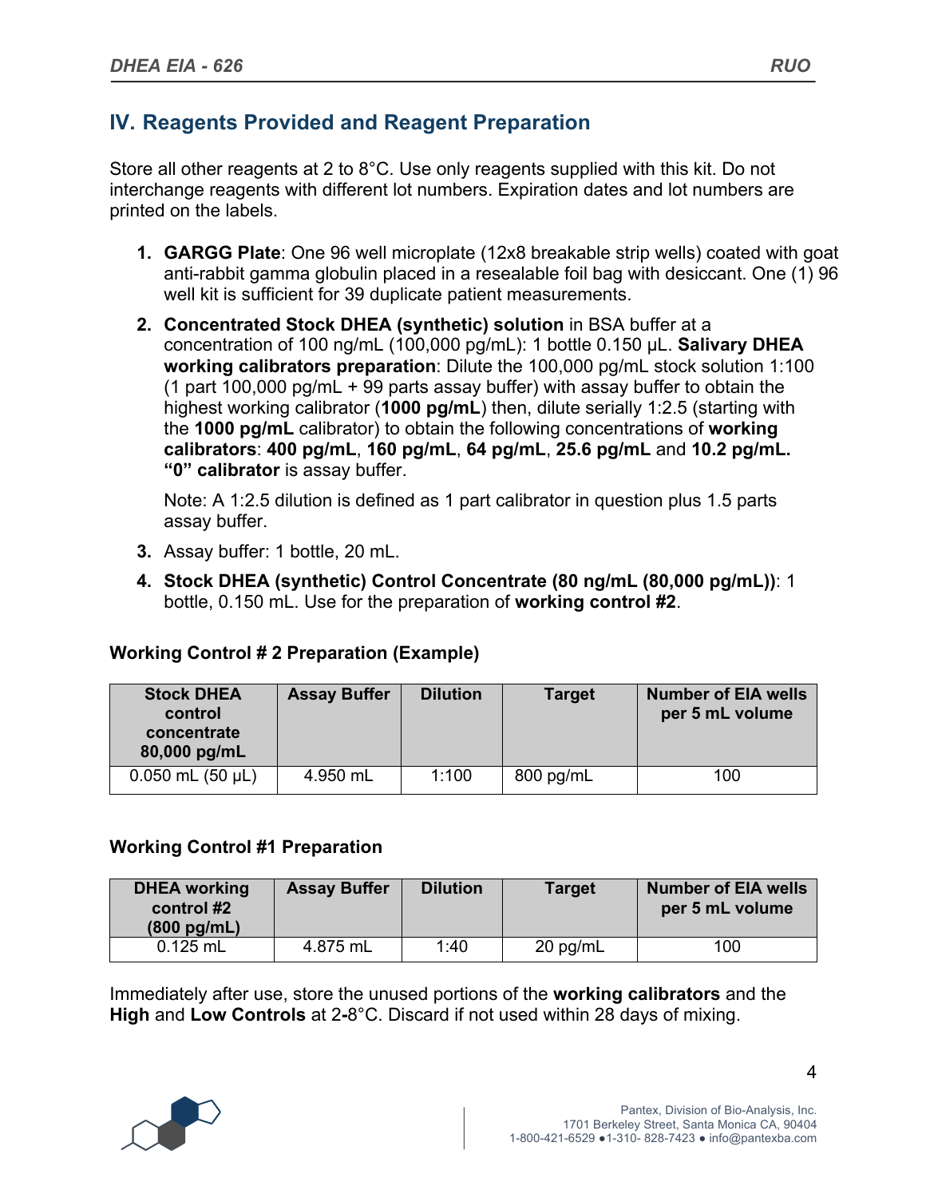## IV. Reagents Provided and Reagent Preparation

Store all other reagents at 2 to 8°C. Use only reagents supplied with this kit. Do not interchange reagents with different lot numbers. Expiration dates and lot numbers are printed on the labels.

1. **GARGG Plate**: One 96 well microplate (12x8 breakable strip wells) coated with goat anti-rabbit gamma globulin placed in a resealable foil bag with desiccant. One (1) 96 well kit is sufficient for 39 duplicate patient measurements.

2. **Concentrated Stock DHEA (synthetic) solution** in BSA buffer at a concentration of 100 ng/mL (100,000 pg/mL): 1 bottle 0.150 µL. **Salivary DHEA working calibrators preparation**: Dilute the 100,000 pg/mL stock solution 1:100 (1 part 100,000 pg/mL + 99 parts assay buffer) with assay buffer to obtain the highest working calibrator (**1000 pg/mL**) then, dilute serially 1:2.5 (starting with the **1000 pg/mL** calibrator) to obtain the following concentrations of **working calibrators**: **400 pg/mL**, **160 pg/mL**, **64 pg/mL**, **25.6 pg/mL** and **10.2 pg/mL.** **"0" calibrator** is assay buffer.

   Note: A 1:2.5 dilution is defined as 1 part calibrator in question plus 1.5 parts assay buffer.

3. Assay buffer: 1 bottle, 20 mL.

4. **Stock DHEA (synthetic) Control Concentrate (80 ng/mL (80,000 pg/mL))**: 1 bottle, 0.150 mL. Use for the preparation of **working control #2**.

**Working Control # 2 Preparation (Example)**

| Stock DHEA control concentrate 80,000 pg/mL | Assay Buffer | Dilution | Target | Number of EIA wells per 5 mL volume |
|---|---|---|---|---|
| 0.050 mL (50 µL) | 4.950 mL | 1:100 | 800 pg/mL | 100 |

**Working Control #1 Preparation**

| DHEA working control #2 (800 pg/mL) | Assay Buffer | Dilution | Target | Number of EIA wells per 5 mL volume |
|---|---|---|---|---|
| 0.125 mL | 4.875 mL | 1:40 | 20 pg/mL | 100 |

Immediately after use, store the unused portions of the **working calibrators** and the **High** and **Low Controls** at 2-8°C. Discard if not used within 28 days of mixing.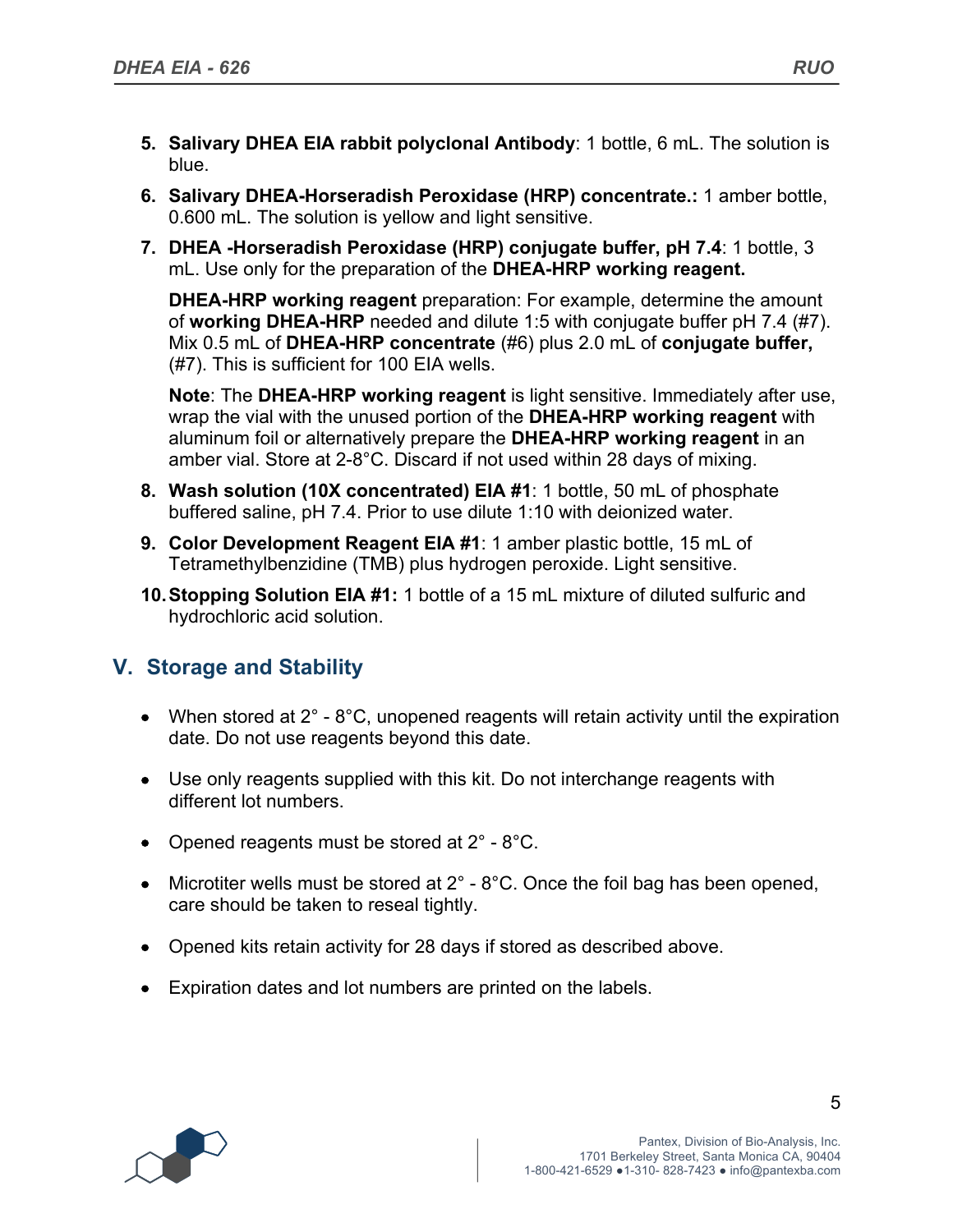5. **Salivary DHEA EIA rabbit polyclonal Antibody**: 1 bottle, 6 mL. The solution is blue.

6. **Salivary DHEA-Horseradish Peroxidase (HRP) concentrate.:** 1 amber bottle, 0.600 mL. The solution is yellow and light sensitive.

7. **DHEA -Horseradish Peroxidase (HRP) conjugate buffer, pH 7.4**: 1 bottle, 3 mL. Use only for the preparation of the **DHEA-HRP working reagent.**

   **DHEA-HRP working reagent** preparation: For example, determine the amount of **working DHEA-HRP** needed and dilute 1:5 with conjugate buffer pH 7.4 (#7). Mix 0.5 mL of **DHEA-HRP concentrate** (#6) plus 2.0 mL of **conjugate buffer,** (#7). This is sufficient for 100 EIA wells.

   **Note**: The **DHEA-HRP working reagent** is light sensitive. Immediately after use, wrap the vial with the unused portion of the **DHEA-HRP working reagent** with aluminum foil or alternatively prepare the **DHEA-HRP working reagent** in an amber vial. Store at 2-8°C. Discard if not used within 28 days of mixing.

8. **Wash solution (10X concentrated) EIA #1**: 1 bottle, 50 mL of phosphate buffered saline, pH 7.4. Prior to use dilute 1:10 with deionized water.

9. **Color Development Reagent EIA #1**: 1 amber plastic bottle, 15 mL of Tetramethylbenzidine (TMB) plus hydrogen peroxide. Light sensitive.

10. **Stopping Solution EIA #1:** 1 bottle of a 15 mL mixture of diluted sulfuric and hydrochloric acid solution.

## V. Storage and Stability

- When stored at 2° - 8°C, unopened reagents will retain activity until the expiration date. Do not use reagents beyond this date.
- Use only reagents supplied with this kit. Do not interchange reagents with different lot numbers.
- Opened reagents must be stored at 2° - 8°C.
- Microtiter wells must be stored at 2° - 8°C. Once the foil bag has been opened, care should be taken to reseal tightly.
- Opened kits retain activity for 28 days if stored as described above.
- Expiration dates and lot numbers are printed on the labels.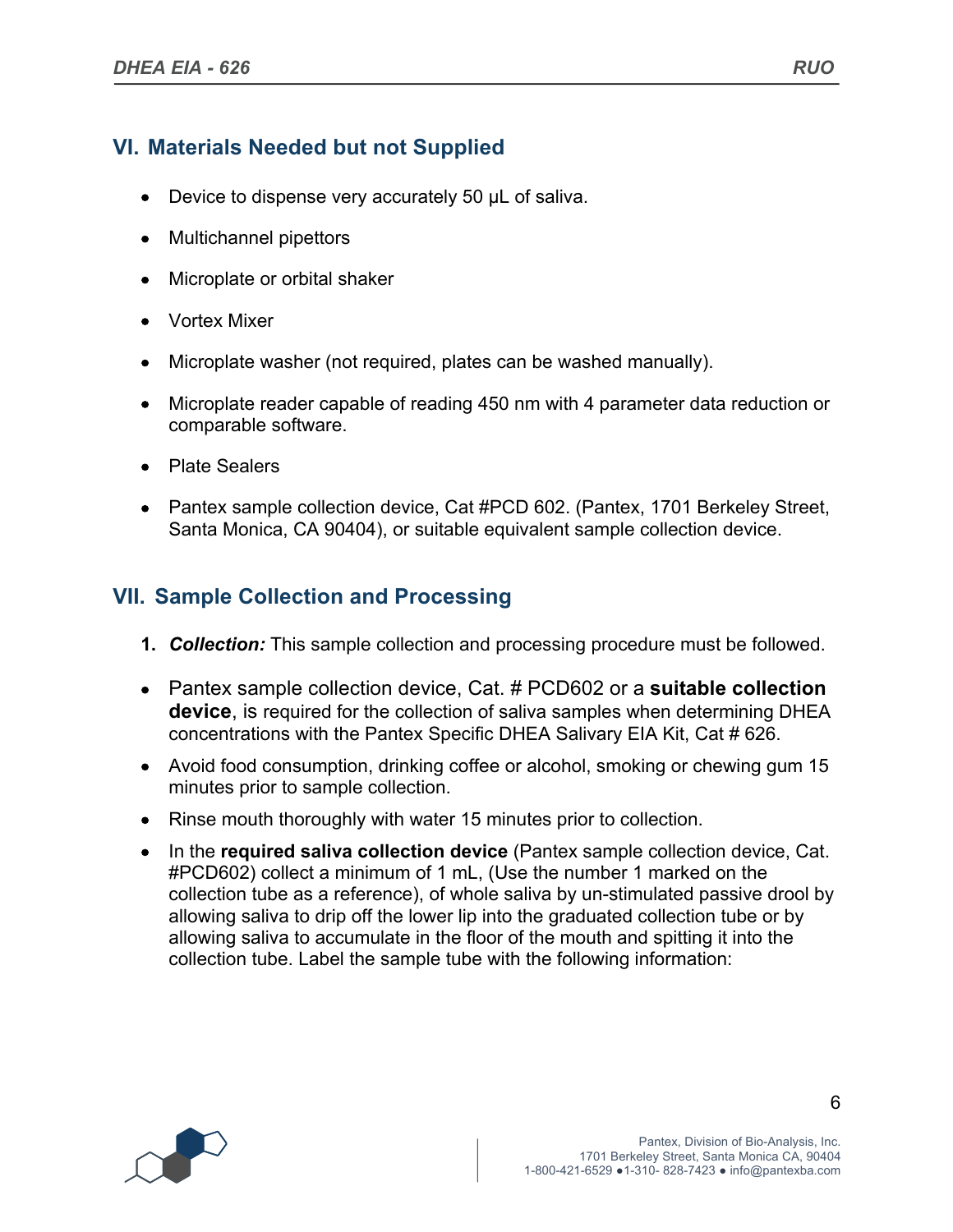## VI. Materials Needed but not Supplied

- Device to dispense very accurately 50 µL of saliva.
- Multichannel pipettors
- Microplate or orbital shaker
- Vortex Mixer
- Microplate washer (not required, plates can be washed manually).
- Microplate reader capable of reading 450 nm with 4 parameter data reduction or comparable software.
- Plate Sealers
- Pantex sample collection device, Cat #PCD 602. (Pantex, 1701 Berkeley Street, Santa Monica, CA 90404), or suitable equivalent sample collection device.

## VII. Sample Collection and Processing

1. ***Collection:*** This sample collection and processing procedure must be followed.

- Pantex sample collection device, Cat. # PCD602 or a **suitable collection device**, is required for the collection of saliva samples when determining DHEA concentrations with the Pantex Specific DHEA Salivary EIA Kit, Cat # 626.
- Avoid food consumption, drinking coffee or alcohol, smoking or chewing gum 15 minutes prior to sample collection.
- Rinse mouth thoroughly with water 15 minutes prior to collection.
- In the **required saliva collection device** (Pantex sample collection device, Cat. #PCD602) collect a minimum of 1 mL, (Use the number 1 marked on the collection tube as a reference), of whole saliva by un-stimulated passive drool by allowing saliva to drip off the lower lip into the graduated collection tube or by allowing saliva to accumulate in the floor of the mouth and spitting it into the collection tube. Label the sample tube with the following information: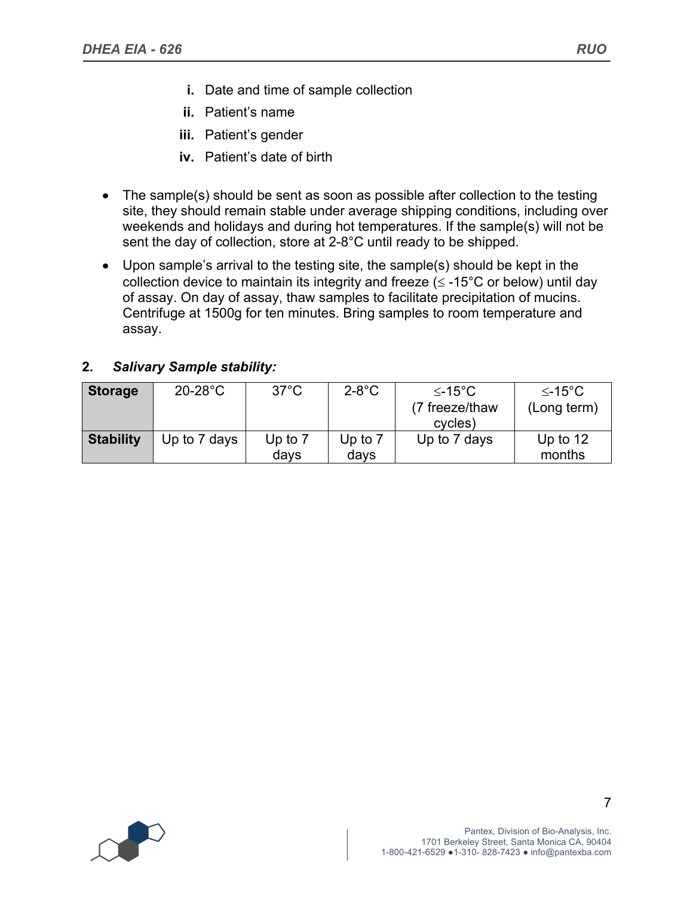i. Date and time of sample collection
ii. Patient's name
iii. Patient's gender
iv. Patient's date of birth

- The sample(s) should be sent as soon as possible after collection to the testing site, they should remain stable under average shipping conditions, including over weekends and holidays and during hot temperatures. If the sample(s) will not be sent the day of collection, store at 2-8°C until ready to be shipped.
- Upon sample's arrival to the testing site, the sample(s) should be kept in the collection device to maintain its integrity and freeze (≤ -15°C or below) until day of assay. On day of assay, thaw samples to facilitate precipitation of mucins. Centrifuge at 1500g for ten minutes. Bring samples to room temperature and assay.

**2.** ***Salivary Sample stability:***

| **Storage** | 20-28°C | 37°C | 2-8°C | ≤-15°C (7 freeze/thaw cycles) | ≤-15°C (Long term) |
|---|---|---|---|---|---|
| **Stability** | Up to 7 days | Up to 7 days | Up to 7 days | Up to 7 days | Up to 12 months |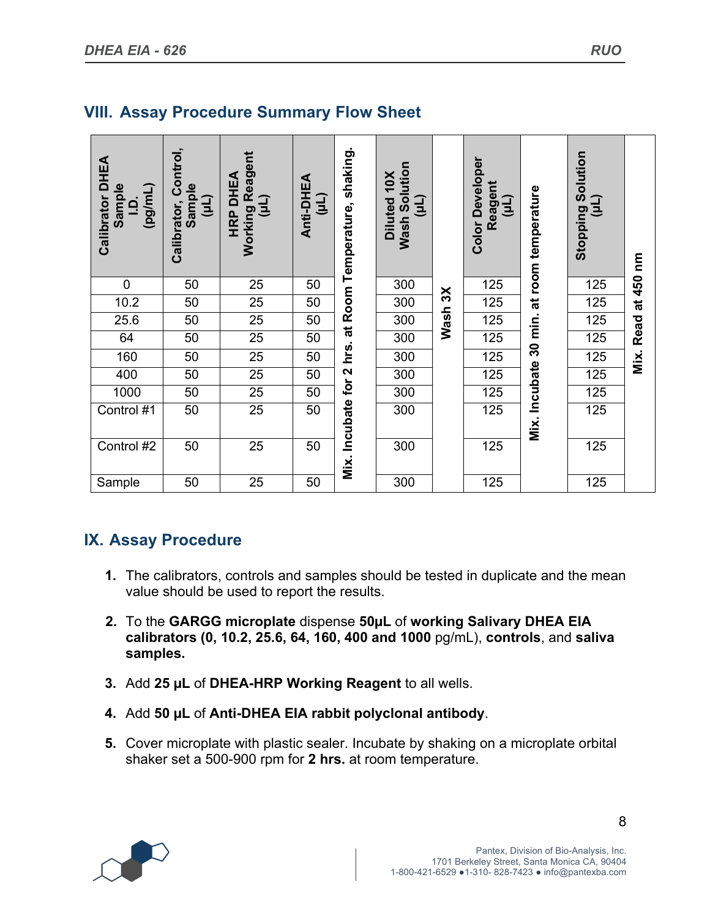## VIII. Assay Procedure Summary Flow Sheet

| Calibrator DHEA Sample I.D. (pg/mL) | Calibrator, Control, Sample (µL) | HRP DHEA Working Reagent (µL) | Anti-DHEA (µL) | Mix. Incubate for 2 hrs. at Room Temperature, shaking. | Diluted 10X Wash Solution (µL) | Wash 3X | Color Developer Reagent (µL) | Mix. Incubate 30 min. at room temperature | Stopping Solution (µL) | Mix. Read at 450 nm |
|---|---|---|---|---|---|---|---|---|---|---|
| 0 | 50 | 25 | 50 | | 300 | | 125 | | 125 | |
| 10.2 | 50 | 25 | 50 | | 300 | | 125 | | 125 | |
| 25.6 | 50 | 25 | 50 | | 300 | | 125 | | 125 | |
| 64 | 50 | 25 | 50 | | 300 | | 125 | | 125 | |
| 160 | 50 | 25 | 50 | | 300 | | 125 | | 125 | |
| 400 | 50 | 25 | 50 | | 300 | | 125 | | 125 | |
| 1000 | 50 | 25 | 50 | | 300 | | 125 | | 125 | |
| Control #1 | 50 | 25 | 50 | | 300 | | 125 | | 125 | |
| Control #2 | 50 | 25 | 50 | | 300 | | 125 | | 125 | |
| Sample | 50 | 25 | 50 | | 300 | | 125 | | 125 | |

## IX. Assay Procedure

1. The calibrators, controls and samples should be tested in duplicate and the mean value should be used to report the results.
2. To the **GARGG microplate** dispense **50µL** of **working Salivary DHEA EIA calibrators (0, 10.2, 25.6, 64, 160, 400 and 1000** pg/mL), **controls**, and **saliva samples.**
3. Add **25 µL** of **DHEA-HRP Working Reagent** to all wells.
4. Add **50 µL** of **Anti-DHEA EIA rabbit polyclonal antibody**.
5. Cover microplate with plastic sealer. Incubate by shaking on a microplate orbital shaker set a 500-900 rpm for **2 hrs.** at room temperature.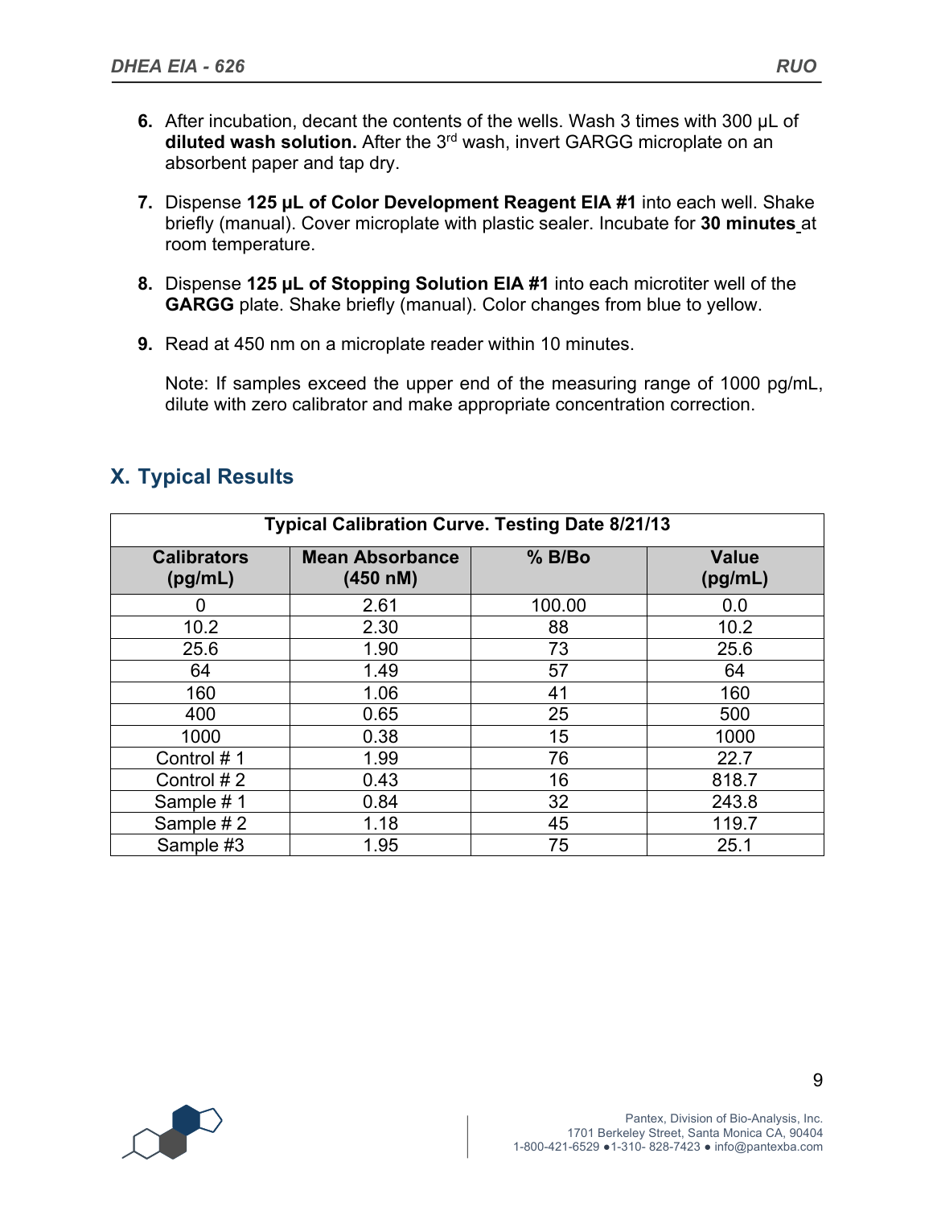6. After incubation, decant the contents of the wells. Wash 3 times with 300 µL of **diluted wash solution.** After the 3rd wash, invert GARGG microplate on an absorbent paper and tap dry.

7. Dispense **125 µL of Color Development Reagent EIA #1** into each well. Shake briefly (manual). Cover microplate with plastic sealer. Incubate for **30 minutes** at room temperature.

8. Dispense **125 µL of Stopping Solution EIA #1** into each microtiter well of the **GARGG** plate. Shake briefly (manual). Color changes from blue to yellow.

9. Read at 450 nm on a microplate reader within 10 minutes.

   Note: If samples exceed the upper end of the measuring range of 1000 pg/mL, dilute with zero calibrator and make appropriate concentration correction.

## X. Typical Results

**Typical Calibration Curve. Testing Date 8/21/13**

| Calibrators (pg/mL) | Mean Absorbance (450 nM) | % B/Bo | Value (pg/mL) |
|---|---|---|---|
| 0 | 2.61 | 100.00 | 0.0 |
| 10.2 | 2.30 | 88 | 10.2 |
| 25.6 | 1.90 | 73 | 25.6 |
| 64 | 1.49 | 57 | 64 |
| 160 | 1.06 | 41 | 160 |
| 400 | 0.65 | 25 | 500 |
| 1000 | 0.38 | 15 | 1000 |
| Control # 1 | 1.99 | 76 | 22.7 |
| Control # 2 | 0.43 | 16 | 818.7 |
| Sample # 1 | 0.84 | 32 | 243.8 |
| Sample # 2 | 1.18 | 45 | 119.7 |
| Sample #3 | 1.95 | 75 | 25.1 |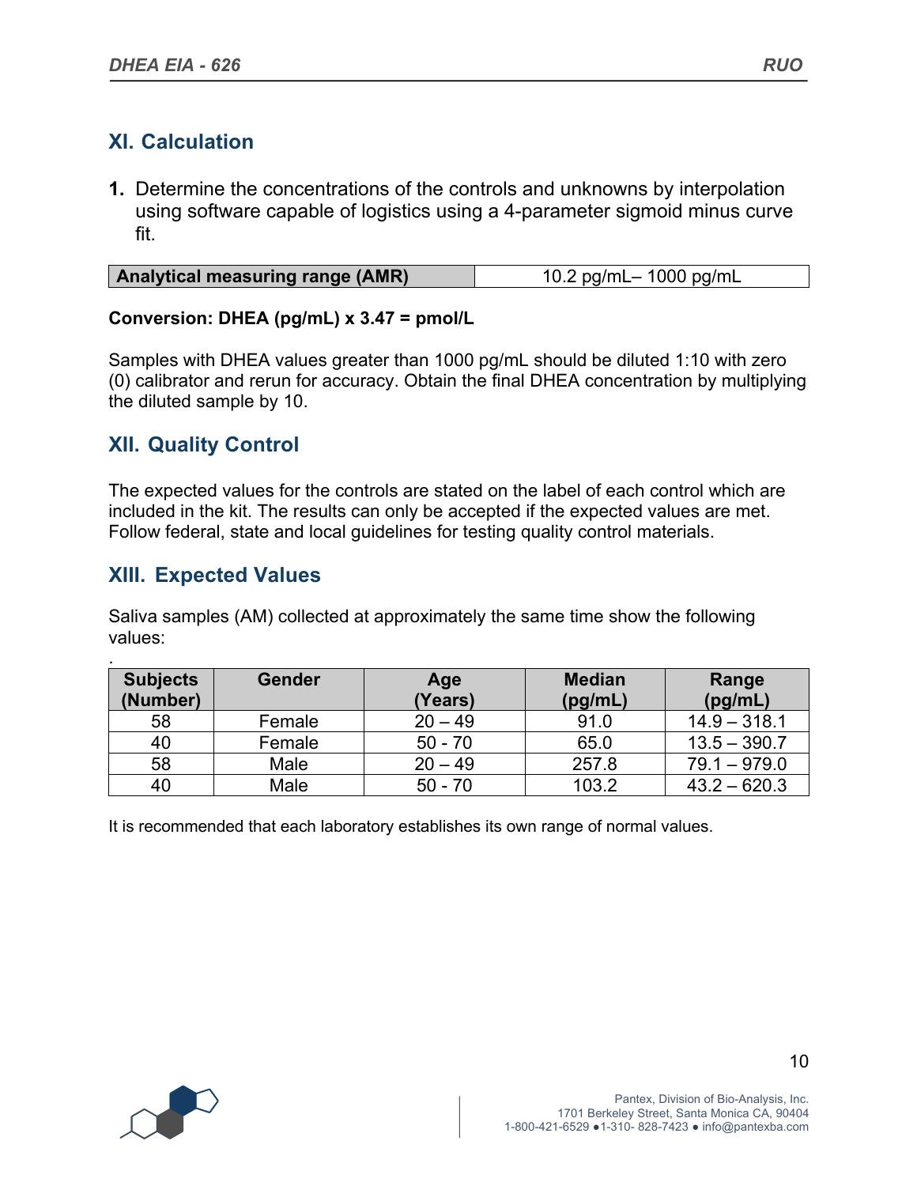## XI. Calculation

1. Determine the concentrations of the controls and unknowns by interpolation using software capable of logistics using a 4-parameter sigmoid minus curve fit.

| Analytical measuring range (AMR) | 10.2 pg/mL– 1000 pg/mL |
|---|---|

**Conversion: DHEA (pg/mL) x 3.47 = pmol/L**

Samples with DHEA values greater than 1000 pg/mL should be diluted 1:10 with zero (0) calibrator and rerun for accuracy. Obtain the final DHEA concentration by multiplying the diluted sample by 10.

## XII. Quality Control

The expected values for the controls are stated on the label of each control which are included in the kit. The results can only be accepted if the expected values are met. Follow federal, state and local guidelines for testing quality control materials.

## XIII. Expected Values

Saliva samples (AM) collected at approximately the same time show the following values:

| Subjects (Number) | Gender | Age (Years) | Median (pg/mL) | Range (pg/mL) |
|---|---|---|---|---|
| 58 | Female | 20 – 49 | 91.0 | 14.9 – 318.1 |
| 40 | Female | 50 - 70 | 65.0 | 13.5 – 390.7 |
| 58 | Male | 20 – 49 | 257.8 | 79.1 – 979.0 |
| 40 | Male | 50 - 70 | 103.2 | 43.2 – 620.3 |

It is recommended that each laboratory establishes its own range of normal values.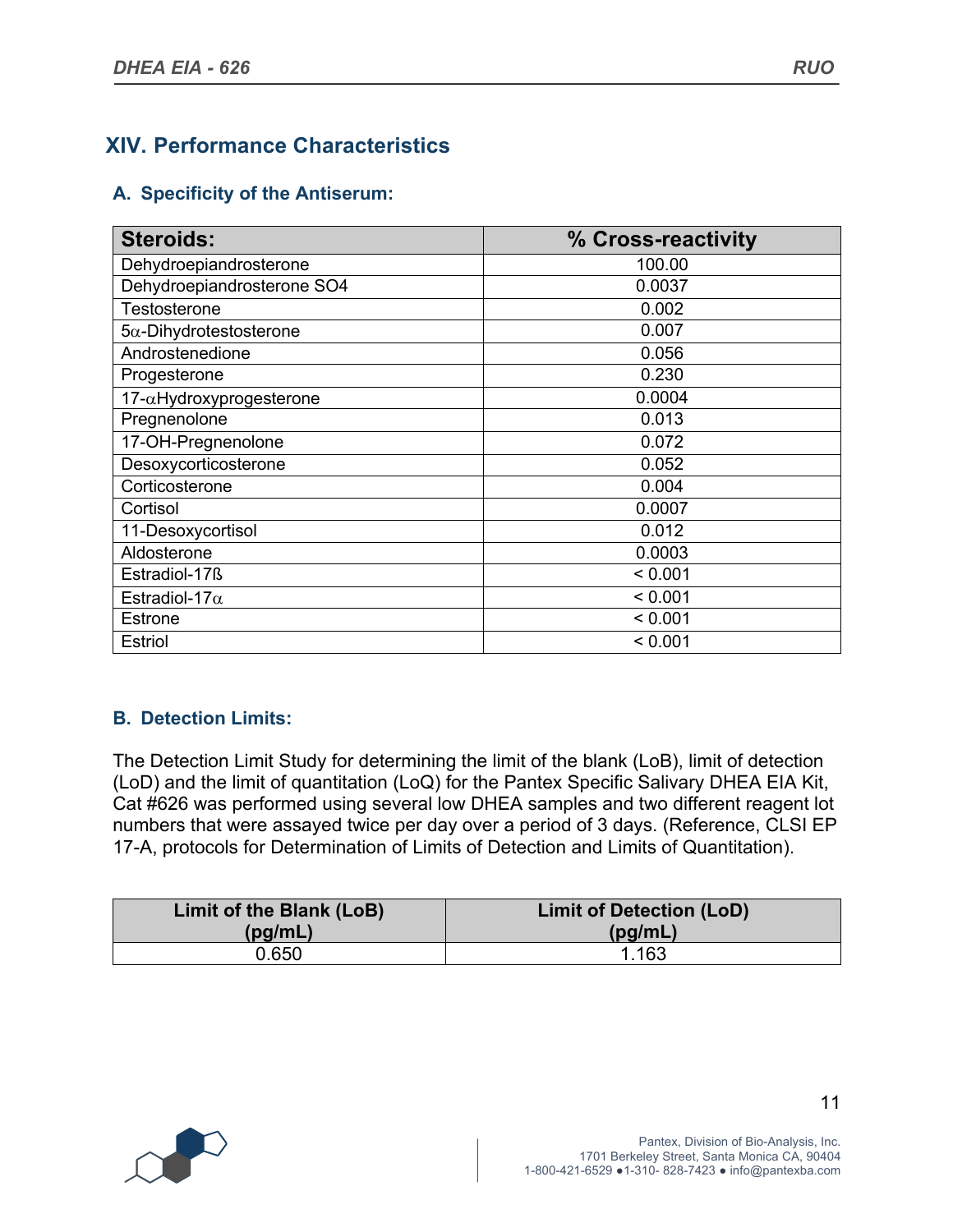## XIV. Performance Characteristics

### A. Specificity of the Antiserum:

| Steroids: | % Cross-reactivity |
|---|---|
| Dehydroepiandrosterone | 100.00 |
| Dehydroepiandrosterone SO4 | 0.0037 |
| Testosterone | 0.002 |
| 5α-Dihydrotestosterone | 0.007 |
| Androstenedione | 0.056 |
| Progesterone | 0.230 |
| 17-αHydroxyprogesterone | 0.0004 |
| Pregnenolone | 0.013 |
| 17-OH-Pregnenolone | 0.072 |
| Desoxycorticosterone | 0.052 |
| Corticosterone | 0.004 |
| Cortisol | 0.0007 |
| 11-Desoxycortisol | 0.012 |
| Aldosterone | 0.0003 |
| Estradiol-17ß | < 0.001 |
| Estradiol-17α | < 0.001 |
| Estrone | < 0.001 |
| Estriol | < 0.001 |

### B. Detection Limits:

The Detection Limit Study for determining the limit of the blank (LoB), limit of detection (LoD) and the limit of quantitation (LoQ) for the Pantex Specific Salivary DHEA EIA Kit, Cat #626 was performed using several low DHEA samples and two different reagent lot numbers that were assayed twice per day over a period of 3 days. (Reference, CLSI EP 17-A, protocols for Determination of Limits of Detection and Limits of Quantitation).

| Limit of the Blank (LoB) (pg/mL) | Limit of Detection (LoD) (pg/mL) |
|---|---|
| 0.650 | 1.163 |

Pantex, Division of Bio-Analysis, Inc.
1701 Berkeley Street, Santa Monica CA, 90404
1-800-421-6529 ●1-310- 828-7423 ● info@pantexba.com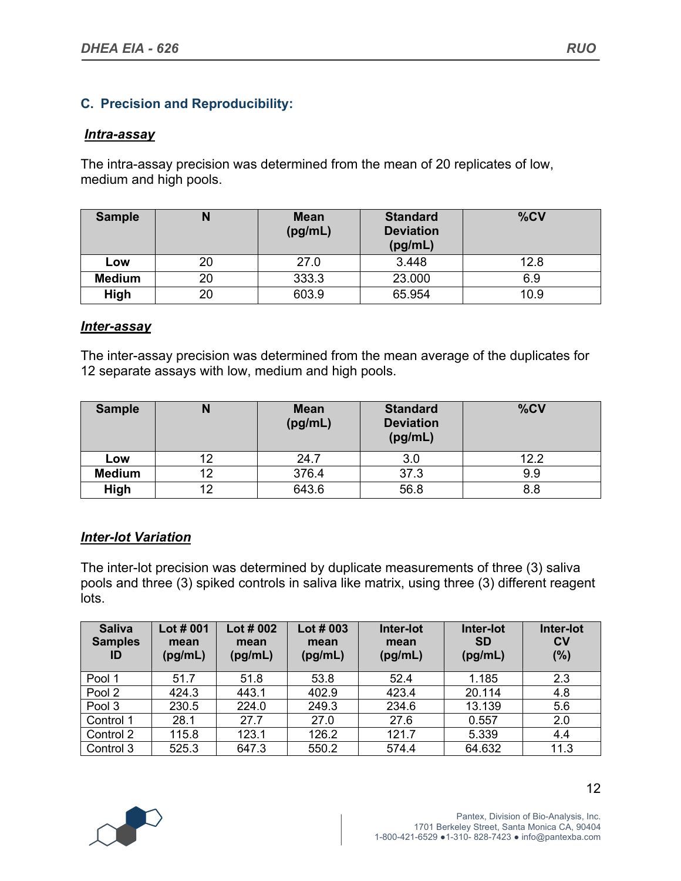## C. Precision and Reproducibility:

### *Intra-assay*

The intra-assay precision was determined from the mean of 20 replicates of low, medium and high pools.

| Sample | N | Mean (pg/mL) | Standard Deviation (pg/mL) | %CV |
|---|---|---|---|---|
| **Low** | 20 | 27.0 | 3.448 | 12.8 |
| **Medium** | 20 | 333.3 | 23.000 | 6.9 |
| **High** | 20 | 603.9 | 65.954 | 10.9 |

### *Inter-assay*

The inter-assay precision was determined from the mean average of the duplicates for 12 separate assays with low, medium and high pools.

| Sample | N | Mean (pg/mL) | Standard Deviation (pg/mL) | %CV |
|---|---|---|---|---|
| **Low** | 12 | 24.7 | 3.0 | 12.2 |
| **Medium** | 12 | 376.4 | 37.3 | 9.9 |
| **High** | 12 | 643.6 | 56.8 | 8.8 |

### *Inter-lot Variation*

The inter-lot precision was determined by duplicate measurements of three (3) saliva pools and three (3) spiked controls in saliva like matrix, using three (3) different reagent lots.

| Saliva Samples ID | Lot # 001 mean (pg/mL) | Lot # 002 mean (pg/mL) | Lot # 003 mean (pg/mL) | Inter-lot mean (pg/mL) | Inter-lot SD (pg/mL) | Inter-lot CV (%) |
|---|---|---|---|---|---|---|
| Pool 1 | 51.7 | 51.8 | 53.8 | 52.4 | 1.185 | 2.3 |
| Pool 2 | 424.3 | 443.1 | 402.9 | 423.4 | 20.114 | 4.8 |
| Pool 3 | 230.5 | 224.0 | 249.3 | 234.6 | 13.139 | 5.6 |
| Control 1 | 28.1 | 27.7 | 27.0 | 27.6 | 0.557 | 2.0 |
| Control 2 | 115.8 | 123.1 | 126.2 | 121.7 | 5.339 | 4.4 |
| Control 3 | 525.3 | 647.3 | 550.2 | 574.4 | 64.632 | 11.3 |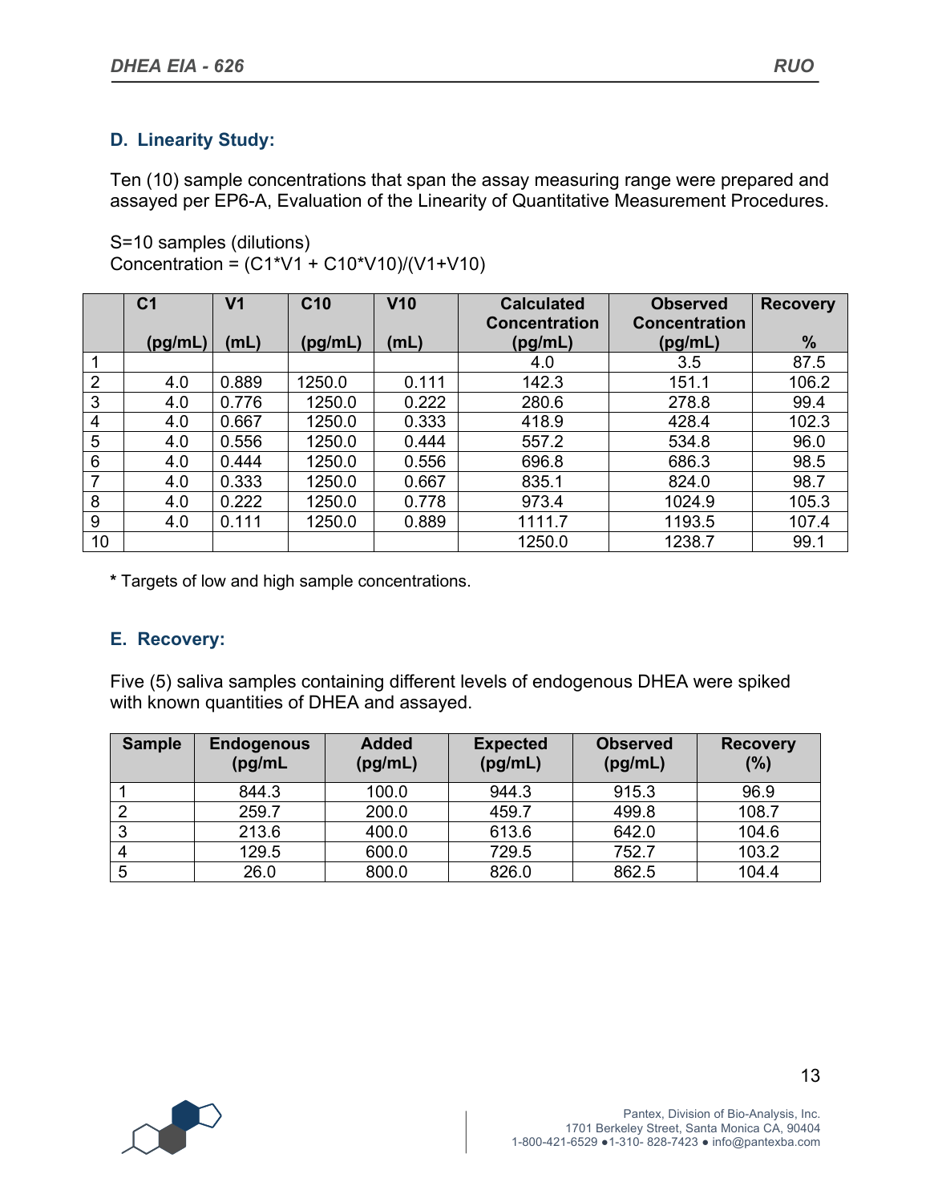### D. Linearity Study:

Ten (10) sample concentrations that span the assay measuring range were prepared and assayed per EP6-A, Evaluation of the Linearity of Quantitative Measurement Procedures.

S=10 samples (dilutions)
Concentration = (C1*V1 + C10*V10)/(V1+V10)

| | C1 (pg/mL) | V1 (mL) | C10 (pg/mL) | V10 (mL) | Calculated Concentration (pg/mL) | Observed Concentration (pg/mL) | Recovery % |
|---|---|---|---|---|---|---|---|
| 1 | | | | | 4.0 | 3.5 | 87.5 |
| 2 | 4.0 | 0.889 | 1250.0 | 0.111 | 142.3 | 151.1 | 106.2 |
| 3 | 4.0 | 0.776 | 1250.0 | 0.222 | 280.6 | 278.8 | 99.4 |
| 4 | 4.0 | 0.667 | 1250.0 | 0.333 | 418.9 | 428.4 | 102.3 |
| 5 | 4.0 | 0.556 | 1250.0 | 0.444 | 557.2 | 534.8 | 96.0 |
| 6 | 4.0 | 0.444 | 1250.0 | 0.556 | 696.8 | 686.3 | 98.5 |
| 7 | 4.0 | 0.333 | 1250.0 | 0.667 | 835.1 | 824.0 | 98.7 |
| 8 | 4.0 | 0.222 | 1250.0 | 0.778 | 973.4 | 1024.9 | 105.3 |
| 9 | 4.0 | 0.111 | 1250.0 | 0.889 | 1111.7 | 1193.5 | 107.4 |
| 10 | | | | | 1250.0 | 1238.7 | 99.1 |

**\*** Targets of low and high sample concentrations.

### E. Recovery:

Five (5) saliva samples containing different levels of endogenous DHEA were spiked with known quantities of DHEA and assayed.

| Sample | Endogenous (pg/mL | Added (pg/mL) | Expected (pg/mL) | Observed (pg/mL) | Recovery (%) |
|---|---|---|---|---|---|
| 1 | 844.3 | 100.0 | 944.3 | 915.3 | 96.9 |
| 2 | 259.7 | 200.0 | 459.7 | 499.8 | 108.7 |
| 3 | 213.6 | 400.0 | 613.6 | 642.0 | 104.6 |
| 4 | 129.5 | 600.0 | 729.5 | 752.7 | 103.2 |
| 5 | 26.0 | 800.0 | 826.0 | 862.5 | 104.4 |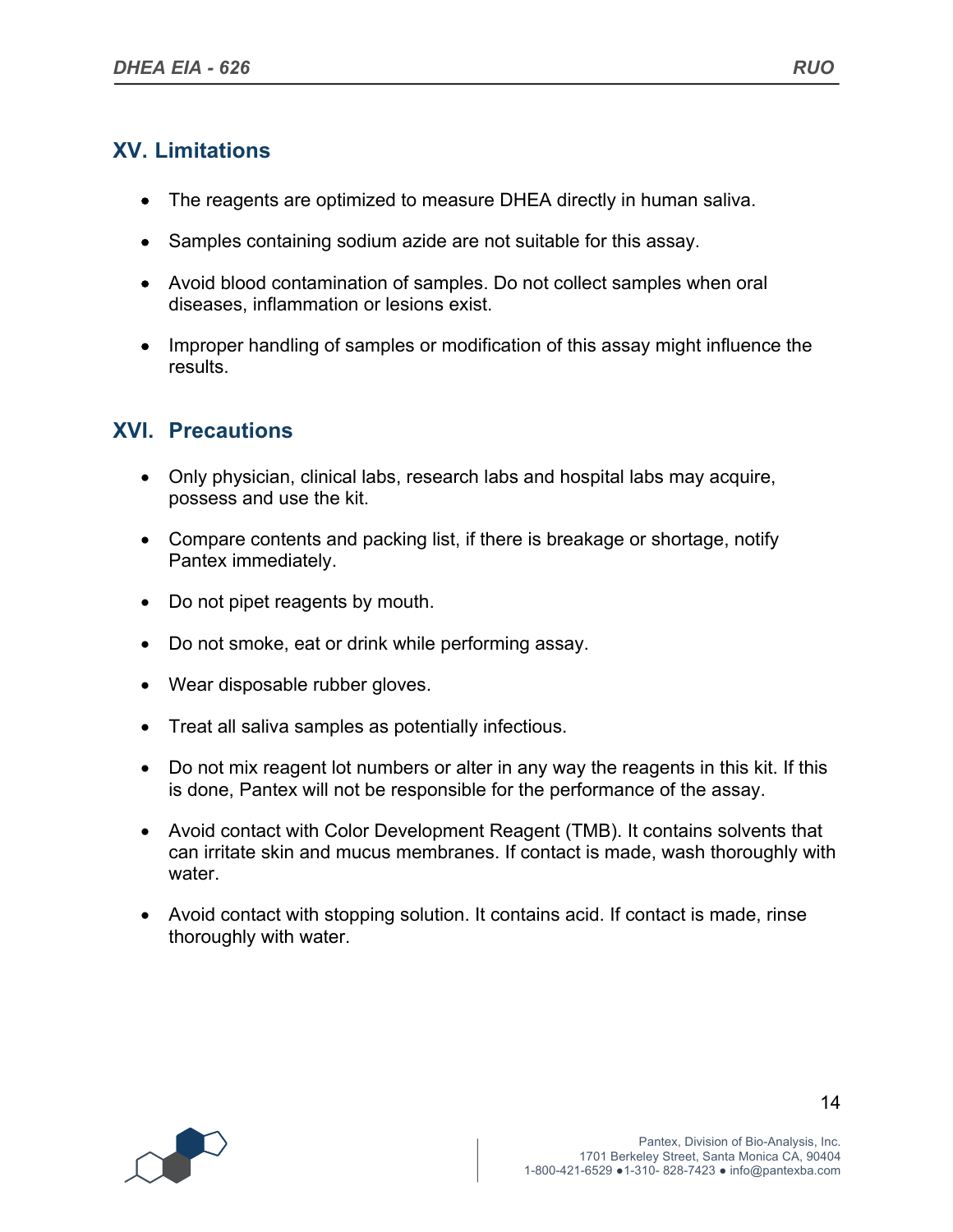## XV. Limitations

- The reagents are optimized to measure DHEA directly in human saliva.
- Samples containing sodium azide are not suitable for this assay.
- Avoid blood contamination of samples. Do not collect samples when oral diseases, inflammation or lesions exist.
- Improper handling of samples or modification of this assay might influence the results.

## XVI. Precautions

- Only physician, clinical labs, research labs and hospital labs may acquire, possess and use the kit.
- Compare contents and packing list, if there is breakage or shortage, notify Pantex immediately.
- Do not pipet reagents by mouth.
- Do not smoke, eat or drink while performing assay.
- Wear disposable rubber gloves.
- Treat all saliva samples as potentially infectious.
- Do not mix reagent lot numbers or alter in any way the reagents in this kit. If this is done, Pantex will not be responsible for the performance of the assay.
- Avoid contact with Color Development Reagent (TMB). It contains solvents that can irritate skin and mucus membranes. If contact is made, wash thoroughly with water.
- Avoid contact with stopping solution. It contains acid. If contact is made, rinse thoroughly with water.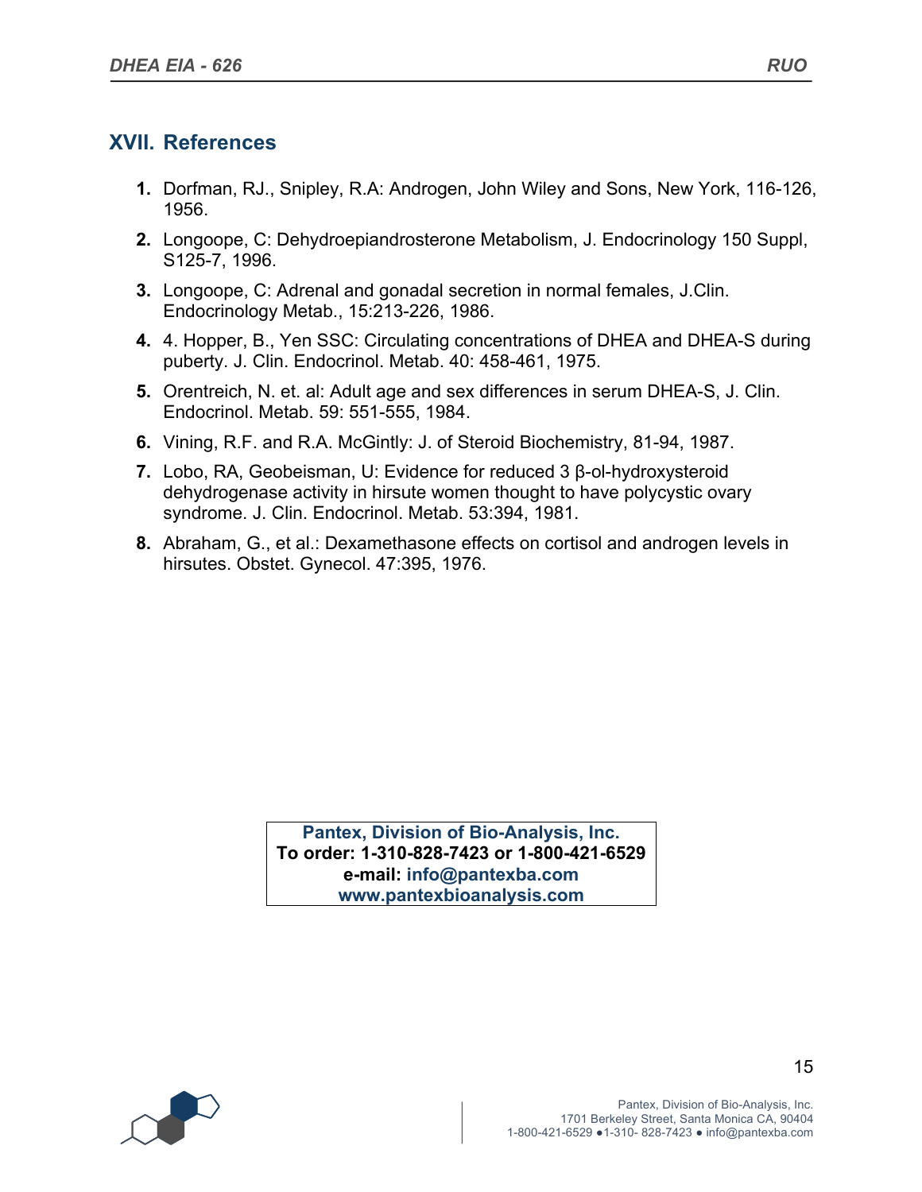## XVII. References

1. Dorfman, RJ., Snipley, R.A: Androgen, John Wiley and Sons, New York, 116-126, 1956.
2. Longoope, C: Dehydroepiandrosterone Metabolism, J. Endocrinology 150 Suppl, S125-7, 1996.
3. Longoope, C: Adrenal and gonadal secretion in normal females, J.Clin. Endocrinology Metab., 15:213-226, 1986.
4. 4. Hopper, B., Yen SSC: Circulating concentrations of DHEA and DHEA-S during puberty. J. Clin. Endocrinol. Metab. 40: 458-461, 1975.
5. Orentreich, N. et. al: Adult age and sex differences in serum DHEA-S, J. Clin. Endocrinol. Metab. 59: 551-555, 1984.
6. Vining, R.F. and R.A. McGintly: J. of Steroid Biochemistry, 81-94, 1987.
7. Lobo, RA, Geobeisman, U: Evidence for reduced 3 β-ol-hydroxysteroid dehydrogenase activity in hirsute women thought to have polycystic ovary syndrome. J. Clin. Endocrinol. Metab. 53:394, 1981.
8. Abraham, G., et al.: Dexamethasone effects on cortisol and androgen levels in hirsutes. Obstet. Gynecol. 47:395, 1976.

**Pantex, Division of Bio-Analysis, Inc.**
**To order: 1-310-828-7423 or 1-800-421-6529**
**e-mail: info@pantexba.com**
**www.pantexbioanalysis.com**

Pantex, Division of Bio-Analysis, Inc.
1701 Berkeley Street, Santa Monica CA, 90404
1-800-421-6529 ●1-310- 828-7423 ● info@pantexba.com